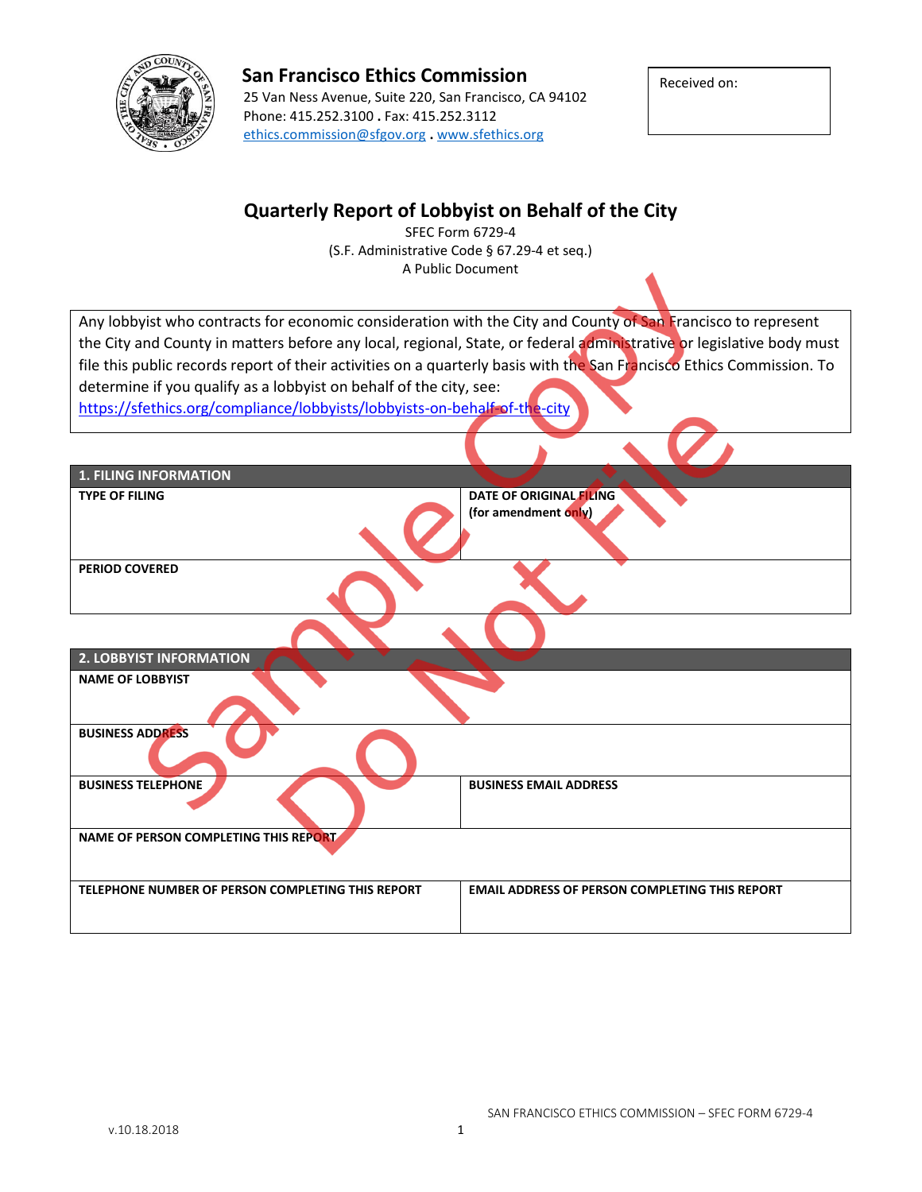**San Francisco Ethics Commission**
25 Van Ness Avenue, Suite 220, San Francisco, CA 94102
Phone: 415.252.3100 . Fax: 415.252.3112
ethics.commission@sfgov.org . www.sfethics.org

| Received on: |
|---|
| |

# Quarterly Report of Lobbyist on Behalf of the City

SFEC Form 6729-4
(S.F. Administrative Code § 67.29-4 et seq.)
A Public Document

Sample Copy Do Not File

Any lobbyist who contracts for economic consideration with the City and County of San Francisco to represent the City and County in matters before any local, regional, State, or federal administrative or legislative body must file this public records report of their activities on a quarterly basis with the San Francisco Ethics Commission. To determine if you qualify as a lobbyist on behalf of the city, see: https://sfethics.org/compliance/lobbyists/lobbyists-on-behalf-of-the-city

## 1. FILING INFORMATION

| TYPE OF FILING | DATE OF ORIGINAL FILING (for amendment only) |
|---|---|
| PERIOD COVERED | |

## 2. LOBBYIST INFORMATION

| NAME OF LOBBYIST | |
|---|---|
| BUSINESS ADDRESS | |
| BUSINESS TELEPHONE | BUSINESS EMAIL ADDRESS |
| NAME OF PERSON COMPLETING THIS REPORT | |
| TELEPHONE NUMBER OF PERSON COMPLETING THIS REPORT | EMAIL ADDRESS OF PERSON COMPLETING THIS REPORT |

v.10.18.2018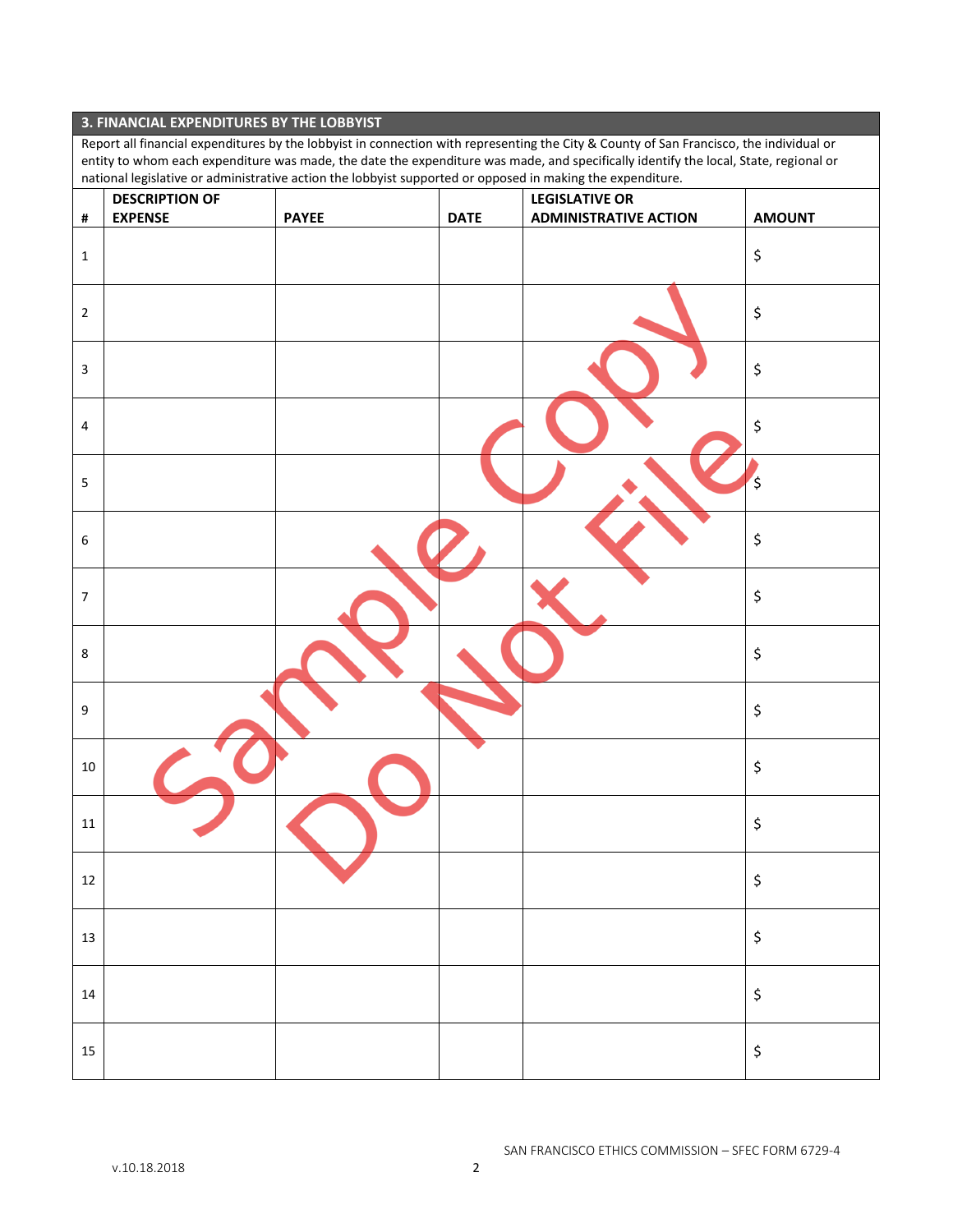## 3. FINANCIAL EXPENDITURES BY THE LOBBYIST

Report all financial expenditures by the lobbyist in connection with representing the City & County of San Francisco, the individual or entity to whom each expenditure was made, the date the expenditure was made, and specifically identify the local, State, regional or national legislative or administrative action the lobbyist supported or opposed in making the expenditure.

| # | DESCRIPTION OF EXPENSE | PAYEE | DATE | LEGISLATIVE OR ADMINISTRATIVE ACTION | AMOUNT |
|---|---|---|---|---|---|
| 1 | | | | | $ |
| 2 | | | | | $ |
| 3 | | | | | $ |
| 4 | | | | | $ |
| 5 | | | | | $ |
| 6 | | | | | $ |
| 7 | | | | | $ |
| 8 | | | | | $ |
| 9 | | | | | $ |
| 10 | | | | | $ |
| 11 | | | | | $ |
| 12 | | | | | $ |
| 13 | | | | | $ |
| 14 | | | | | $ |
| 15 | | | | | $ |

Sample Copy Do Not File

SAN FRANCISCO ETHICS COMMISSION – SFEC FORM 6729-4

v.10.18.2018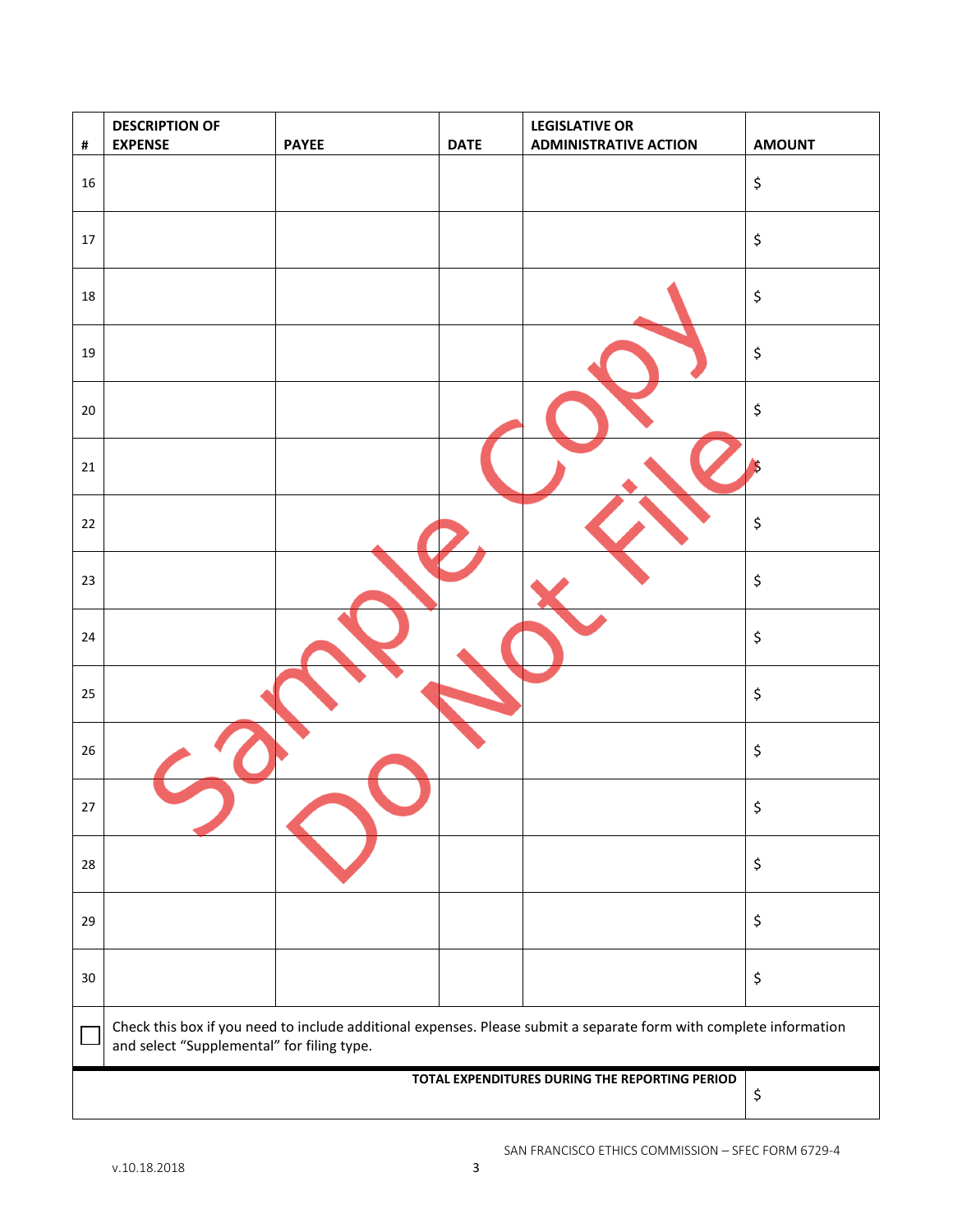| # | DESCRIPTION OF EXPENSE | PAYEE | DATE | LEGISLATIVE OR ADMINISTRATIVE ACTION | AMOUNT |
|---|---|---|---|---|---|
| 16 | | | | | $ |
| 17 | | | | | $ |
| 18 | | | | | $ |
| 19 | | | | | $ |
| 20 | | | | | $ |
| 21 | | | | | $ |
| 22 | | | | | $ |
| 23 | | | | | $ |
| 24 | | | | | $ |
| 25 | | | | | $ |
| 26 | | | | | $ |
| 27 | | | | | $ |
| 28 | | | | | $ |
| 29 | | | | | $ |
| 30 | | | | | $ |

☐ Check this box if you need to include additional expenses. Please submit a separate form with complete information and select "Supplemental" for filing type.

| **TOTAL EXPENDITURES DURING THE REPORTING PERIOD** | $ |
|---|---|

Sample Copy Do Not File

v.10.18.2018

SAN FRANCISCO ETHICS COMMISSION – SFEC FORM 6729-4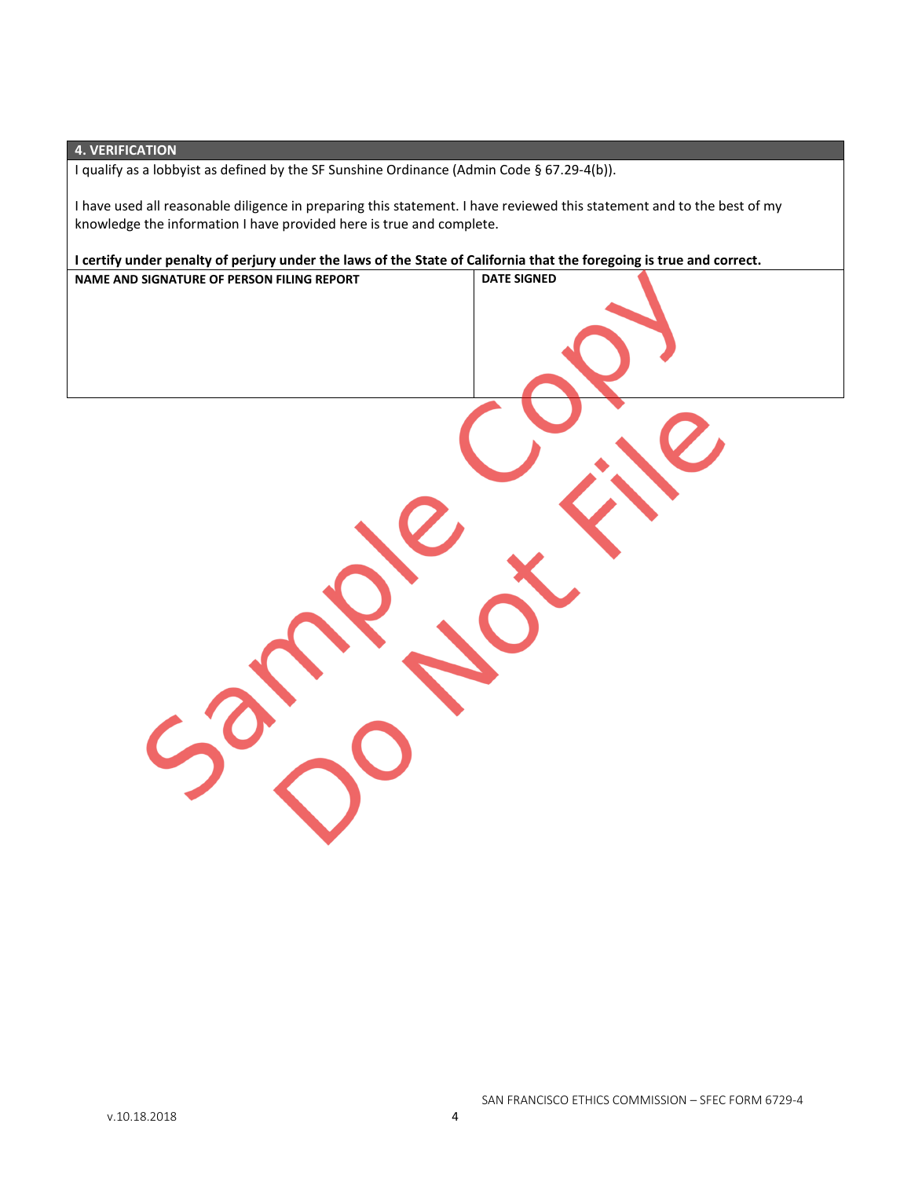## 4. VERIFICATION

I qualify as a lobbyist as defined by the SF Sunshine Ordinance (Admin Code § 67.29-4(b)).

I have used all reasonable diligence in preparing this statement. I have reviewed this statement and to the best of my knowledge the information I have provided here is true and complete.

**I certify under penalty of perjury under the laws of the State of California that the foregoing is true and correct.**

| NAME AND SIGNATURE OF PERSON FILING REPORT | DATE SIGNED |
| --- | --- |
| | |

Sample Copy
Do Not File

SAN FRANCISCO ETHICS COMMISSION – SFEC FORM 6729-4

v.10.18.2018